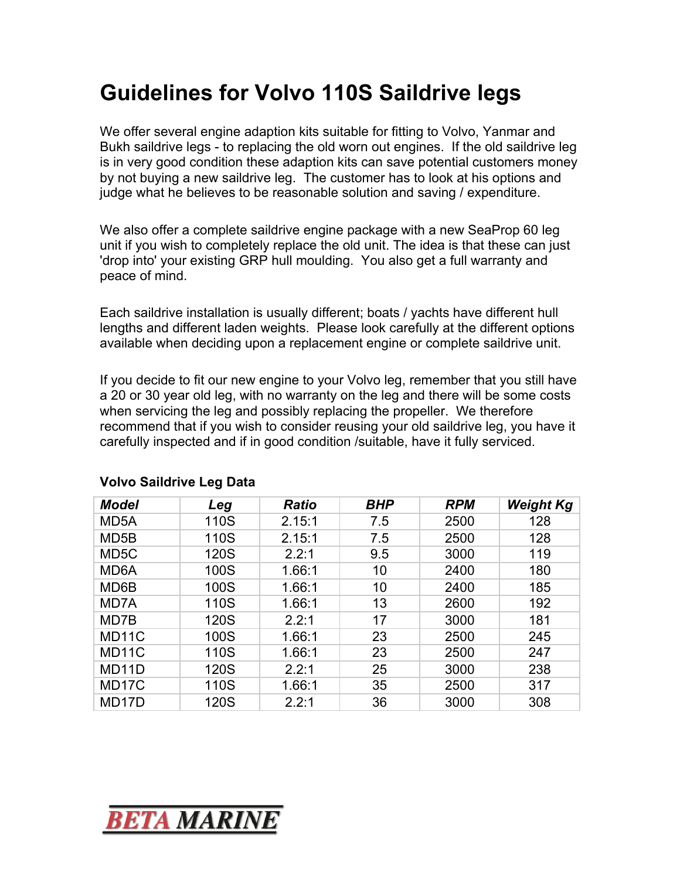# Guidelines for Volvo 110S Saildrive legs

We offer several engine adaption kits suitable for fitting to Volvo, Yanmar and Bukh saildrive legs - to replacing the old worn out engines. If the old saildrive leg is in very good condition these adaption kits can save potential customers money by not buying a new saildrive leg. The customer has to look at his options and judge what he believes to be reasonable solution and saving / expenditure.

We also offer a complete saildrive engine package with a new SeaProp 60 leg unit if you wish to completely replace the old unit. The idea is that these can just 'drop into' your existing GRP hull moulding. You also get a full warranty and peace of mind.

Each saildrive installation is usually different; boats / yachts have different hull lengths and different laden weights. Please look carefully at the different options available when deciding upon a replacement engine or complete saildrive unit.

If you decide to fit our new engine to your Volvo leg, remember that you still have a 20 or 30 year old leg, with no warranty on the leg and there will be some costs when servicing the leg and possibly replacing the propeller. We therefore recommend that if you wish to consider reusing your old saildrive leg, you have it carefully inspected and if in good condition /suitable, have it fully serviced.

**Volvo Saildrive Leg Data**

| *Model* | *Leg* | *Ratio* | *BHP* | *RPM* | *Weight Kg* |
|---|---|---|---|---|---|
| MD5A | 110S | 2.15:1 | 7.5 | 2500 | 128 |
| MD5B | 110S | 2.15:1 | 7.5 | 2500 | 128 |
| MD5C | 120S | 2.2:1 | 9.5 | 3000 | 119 |
| MD6A | 100S | 1.66:1 | 10 | 2400 | 180 |
| MD6B | 100S | 1.66:1 | 10 | 2400 | 185 |
| MD7A | 110S | 1.66:1 | 13 | 2600 | 192 |
| MD7B | 120S | 2.2:1 | 17 | 3000 | 181 |
| MD11C | 100S | 1.66:1 | 23 | 2500 | 245 |
| MD11C | 110S | 1.66:1 | 23 | 2500 | 247 |
| MD11D | 120S | 2.2:1 | 25 | 3000 | 238 |
| MD17C | 110S | 1.66:1 | 35 | 2500 | 317 |
| MD17D | 120S | 2.2:1 | 36 | 3000 | 308 |

BETA MARINE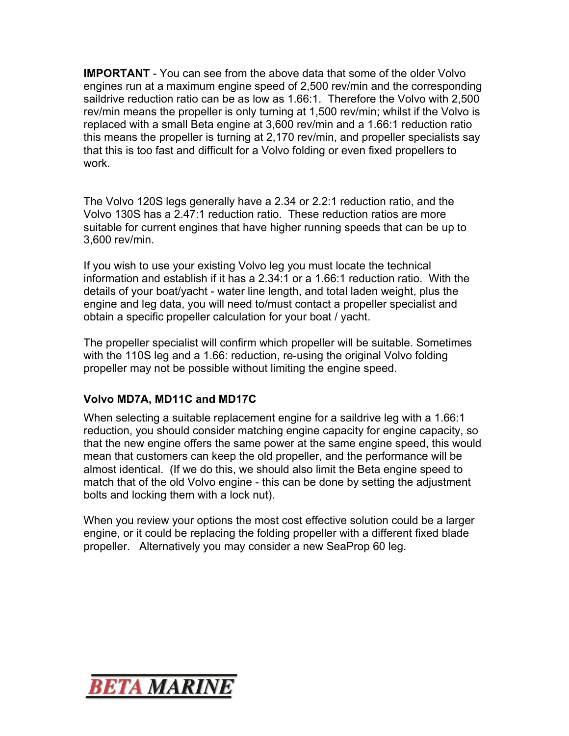**IMPORTANT** - You can see from the above data that some of the older Volvo engines run at a maximum engine speed of 2,500 rev/min and the corresponding saildrive reduction ratio can be as low as 1.66:1. Therefore the Volvo with 2,500 rev/min means the propeller is only turning at 1,500 rev/min; whilst if the Volvo is replaced with a small Beta engine at 3,600 rev/min and a 1.66:1 reduction ratio this means the propeller is turning at 2,170 rev/min, and propeller specialists say that this is too fast and difficult for a Volvo folding or even fixed propellers to work.

The Volvo 120S legs generally have a 2.34 or 2.2:1 reduction ratio, and the Volvo 130S has a 2.47:1 reduction ratio. These reduction ratios are more suitable for current engines that have higher running speeds that can be up to 3,600 rev/min.

If you wish to use your existing Volvo leg you must locate the technical information and establish if it has a 2.34:1 or a 1.66:1 reduction ratio. With the details of your boat/yacht - water line length, and total laden weight, plus the engine and leg data, you will need to/must contact a propeller specialist and obtain a specific propeller calculation for your boat / yacht.

The propeller specialist will confirm which propeller will be suitable. Sometimes with the 110S leg and a 1.66: reduction, re-using the original Volvo folding propeller may not be possible without limiting the engine speed.

### Volvo MD7A, MD11C and MD17C

When selecting a suitable replacement engine for a saildrive leg with a 1.66:1 reduction, you should consider matching engine capacity for engine capacity, so that the new engine offers the same power at the same engine speed, this would mean that customers can keep the old propeller, and the performance will be almost identical. (If we do this, we should also limit the Beta engine speed to match that of the old Volvo engine - this can be done by setting the adjustment bolts and locking them with a lock nut).

When you review your options the most cost effective solution could be a larger engine, or it could be replacing the folding propeller with a different fixed blade propeller. Alternatively you may consider a new SeaProp 60 leg.

BETA MARINE